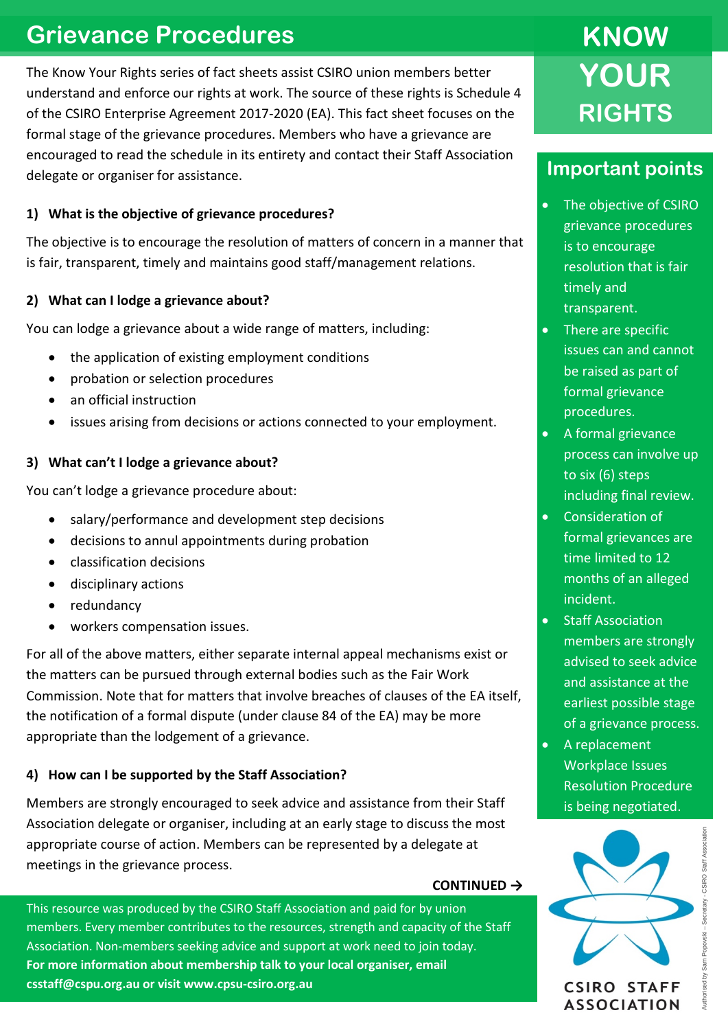# Grievance Procedures

The Know Your Rights series of fact sheets assist CSIRO union members better understand and enforce our rights at work. The source of these rights is Schedule 4 of the CSIRO Enterprise Agreement 2017-2020 (EA). This fact sheet focuses on the formal stage of the grievance procedures. Members who have a grievance are encouraged to read the schedule in its entirety and contact their Staff Association delegate or organiser for assistance.

### 1) What is the objective of grievance procedures?

The objective is to encourage the resolution of matters of concern in a manner that is fair, transparent, timely and maintains good staff/management relations.

### 2) What can I lodge a grievance about?

You can lodge a grievance about a wide range of matters, including:

- the application of existing employment conditions
- probation or selection procedures
- an official instruction
- issues arising from decisions or actions connected to your employment.

### 3) What can't I lodge a grievance about?

You can't lodge a grievance procedure about:

- salary/performance and development step decisions
- decisions to annul appointments during probation
- classification decisions
- disciplinary actions
- redundancy
- workers compensation issues.

For all of the above matters, either separate internal appeal mechanisms exist or the matters can be pursued through external bodies such as the Fair Work Commission. Note that for matters that involve breaches of clauses of the EA itself, the notification of a formal dispute (under clause 84 of the EA) may be more appropriate than the lodgement of a grievance.

### 4) How can I be supported by the Staff Association?

Members are strongly encouraged to seek advice and assistance from their Staff Association delegate or organiser, including at an early stage to discuss the most appropriate course of action. Members can be represented by a delegate at meetings in the grievance process.

**CONTINUED →**

This resource was produced by the CSIRO Staff Association and paid for by union members. Every member contributes to the resources, strength and capacity of the Staff Association. Non-members seeking advice and support at work need to join today.
**For more information about membership talk to your local organiser, email csstaff@cspu.org.au or visit www.cpsu-csiro.org.au**

# KNOW YOUR RIGHTS

## Important points

- The objective of CSIRO grievance procedures is to encourage resolution that is fair timely and transparent.
- There are specific issues can and cannot be raised as part of formal grievance procedures.
- A formal grievance process can involve up to six (6) steps including final review.
- Consideration of formal grievances are time limited to 12 months of an alleged incident.
- Staff Association members are strongly advised to seek advice and assistance at the earliest possible stage of a grievance process.
- A replacement Workplace Issues Resolution Procedure is being negotiated.

CSIRO STAFF ASSOCIATION

Authorised by Sam Popovski – Secretary - CSIRO Staff Association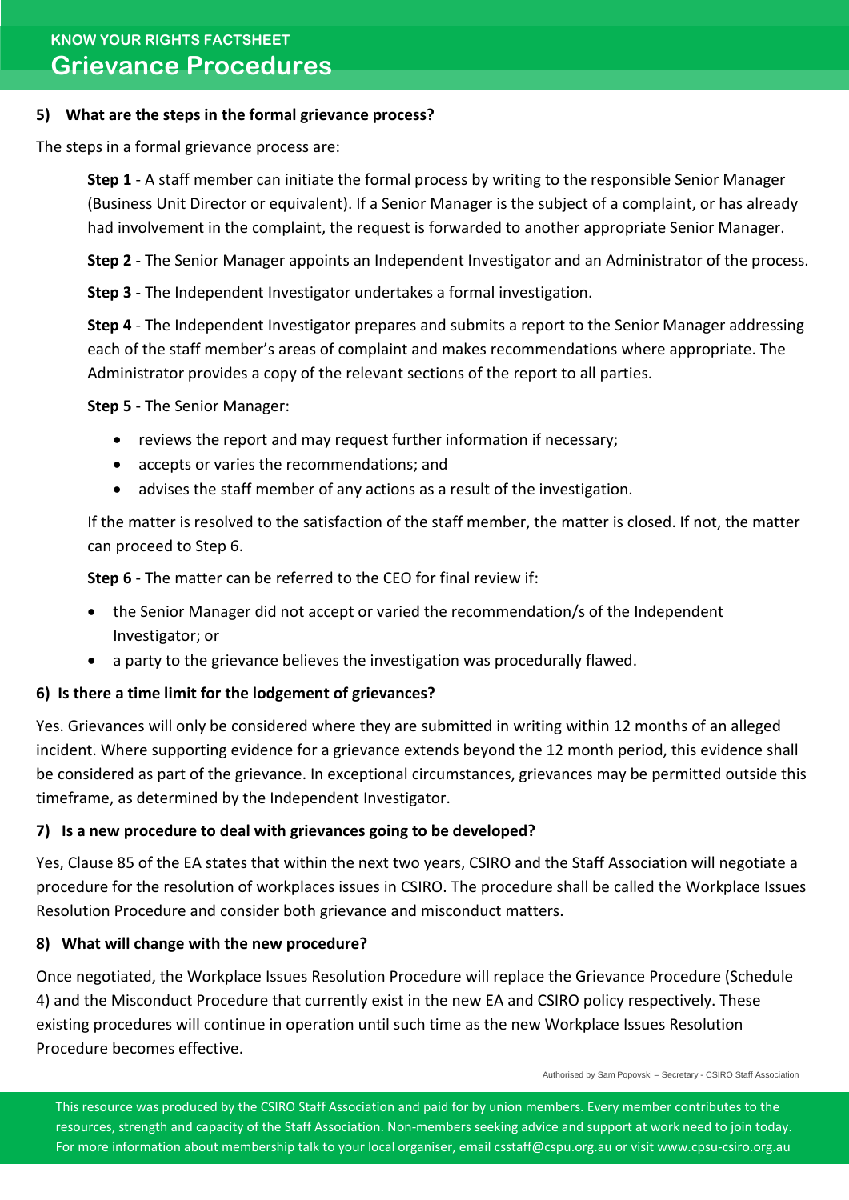**KNOW YOUR RIGHTS FACTSHEET**

# Grievance Procedures

### 5) What are the steps in the formal grievance process?

The steps in a formal grievance process are:

**Step 1** - A staff member can initiate the formal process by writing to the responsible Senior Manager (Business Unit Director or equivalent). If a Senior Manager is the subject of a complaint, or has already had involvement in the complaint, the request is forwarded to another appropriate Senior Manager.

**Step 2** - The Senior Manager appoints an Independent Investigator and an Administrator of the process.

**Step 3** - The Independent Investigator undertakes a formal investigation.

**Step 4** - The Independent Investigator prepares and submits a report to the Senior Manager addressing each of the staff member's areas of complaint and makes recommendations where appropriate. The Administrator provides a copy of the relevant sections of the report to all parties.

**Step 5** - The Senior Manager:

- reviews the report and may request further information if necessary;
- accepts or varies the recommendations; and
- advises the staff member of any actions as a result of the investigation.

If the matter is resolved to the satisfaction of the staff member, the matter is closed. If not, the matter can proceed to Step 6.

**Step 6** - The matter can be referred to the CEO for final review if:

- the Senior Manager did not accept or varied the recommendation/s of the Independent Investigator; or
- a party to the grievance believes the investigation was procedurally flawed.

### 6) Is there a time limit for the lodgement of grievances?

Yes. Grievances will only be considered where they are submitted in writing within 12 months of an alleged incident. Where supporting evidence for a grievance extends beyond the 12 month period, this evidence shall be considered as part of the grievance. In exceptional circumstances, grievances may be permitted outside this timeframe, as determined by the Independent Investigator.

### 7) Is a new procedure to deal with grievances going to be developed?

Yes, Clause 85 of the EA states that within the next two years, CSIRO and the Staff Association will negotiate a procedure for the resolution of workplaces issues in CSIRO. The procedure shall be called the Workplace Issues Resolution Procedure and consider both grievance and misconduct matters.

### 8) What will change with the new procedure?

Once negotiated, the Workplace Issues Resolution Procedure will replace the Grievance Procedure (Schedule 4) and the Misconduct Procedure that currently exist in the new EA and CSIRO policy respectively. These existing procedures will continue in operation until such time as the new Workplace Issues Resolution Procedure becomes effective.

Authorised by Sam Popovski – Secretary - CSIRO Staff Association

This resource was produced by the CSIRO Staff Association and paid for by union members. Every member contributes to the resources, strength and capacity of the Staff Association. Non-members seeking advice and support at work need to join today. For more information about membership talk to your local organiser, email csstaff@cspu.org.au or visit www.cpsu-csiro.org.au